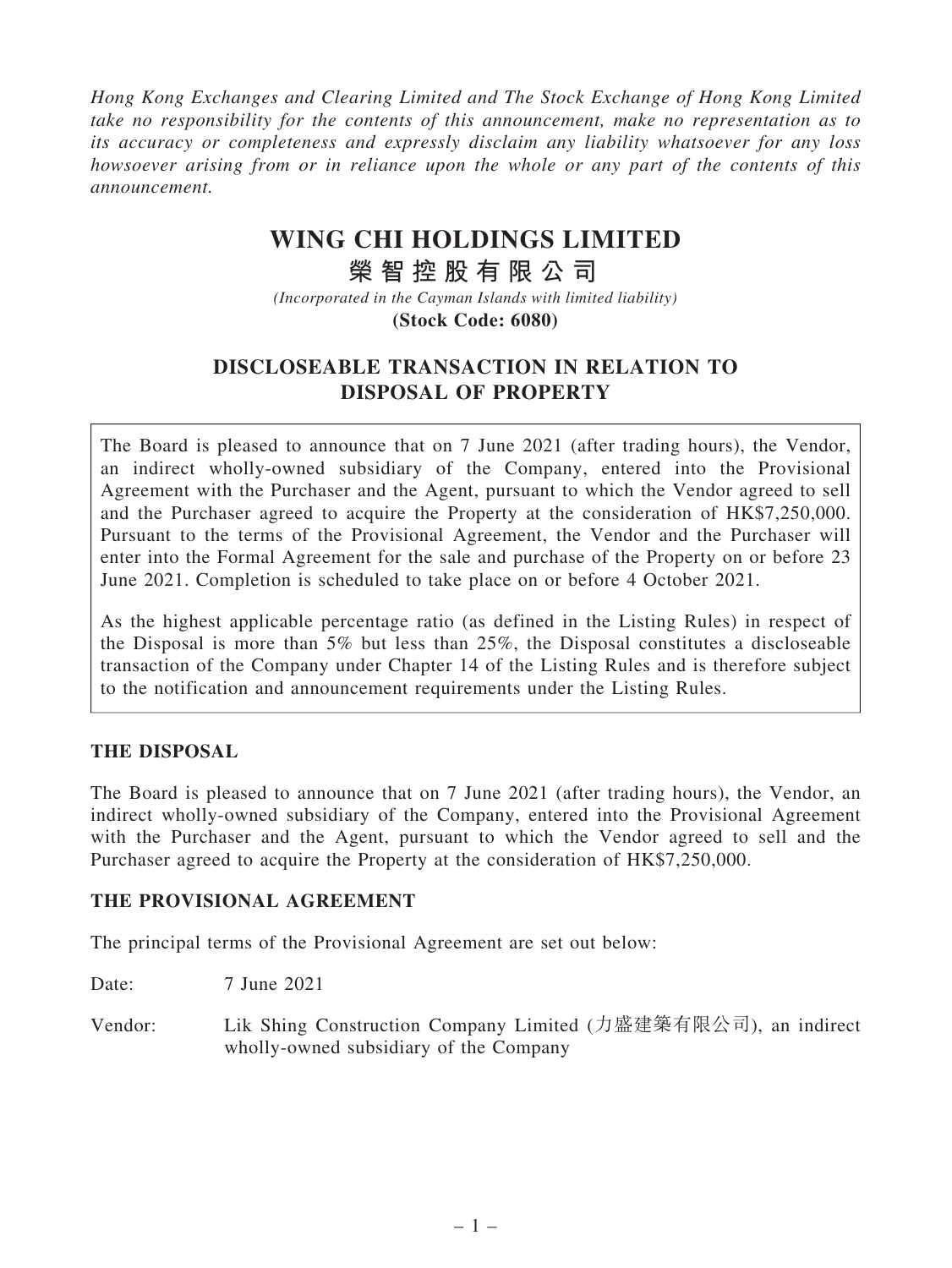*Hong Kong Exchanges and Clearing Limited and The Stock Exchange of Hong Kong Limited take no responsibility for the contents of this announcement, make no representation as to its accuracy or completeness and expressly disclaim any liability whatsoever for any loss howsoever arising from or in reliance upon the whole or any part of the contents of this announcement.*

# WING CHI HOLDINGS LIMITED

# 榮智控股有限公司

*(Incorporated in the Cayman Islands with limited liability)*

**(Stock Code: 6080)**

## DISCLOSEABLE TRANSACTION IN RELATION TO DISPOSAL OF PROPERTY

The Board is pleased to announce that on 7 June 2021 (after trading hours), the Vendor, an indirect wholly-owned subsidiary of the Company, entered into the Provisional Agreement with the Purchaser and the Agent, pursuant to which the Vendor agreed to sell and the Purchaser agreed to acquire the Property at the consideration of HK$7,250,000. Pursuant to the terms of the Provisional Agreement, the Vendor and the Purchaser will enter into the Formal Agreement for the sale and purchase of the Property on or before 23 June 2021. Completion is scheduled to take place on or before 4 October 2021.

As the highest applicable percentage ratio (as defined in the Listing Rules) in respect of the Disposal is more than 5% but less than 25%, the Disposal constitutes a discloseable transaction of the Company under Chapter 14 of the Listing Rules and is therefore subject to the notification and announcement requirements under the Listing Rules.

### THE DISPOSAL

The Board is pleased to announce that on 7 June 2021 (after trading hours), the Vendor, an indirect wholly-owned subsidiary of the Company, entered into the Provisional Agreement with the Purchaser and the Agent, pursuant to which the Vendor agreed to sell and the Purchaser agreed to acquire the Property at the consideration of HK$7,250,000.

### THE PROVISIONAL AGREEMENT

The principal terms of the Provisional Agreement are set out below:

Date: 7 June 2021

Vendor: Lik Shing Construction Company Limited (力盛建築有限公司), an indirect wholly-owned subsidiary of the Company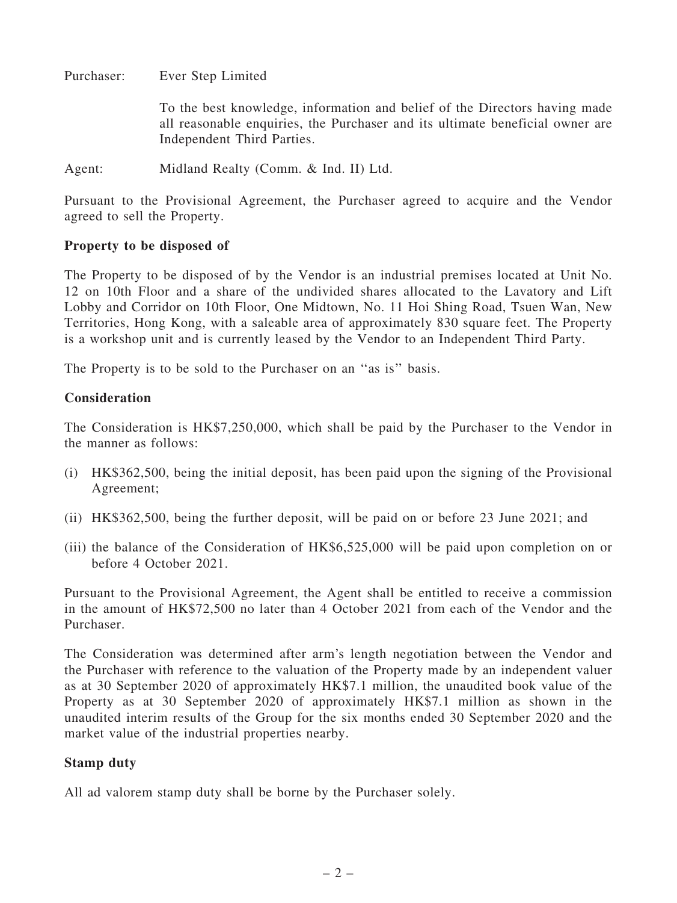Purchaser: Ever Step Limited

To the best knowledge, information and belief of the Directors having made all reasonable enquiries, the Purchaser and its ultimate beneficial owner are Independent Third Parties.

Agent: Midland Realty (Comm. & Ind. II) Ltd.

Pursuant to the Provisional Agreement, the Purchaser agreed to acquire and the Vendor agreed to sell the Property.

**Property to be disposed of**

The Property to be disposed of by the Vendor is an industrial premises located at Unit No. 12 on 10th Floor and a share of the undivided shares allocated to the Lavatory and Lift Lobby and Corridor on 10th Floor, One Midtown, No. 11 Hoi Shing Road, Tsuen Wan, New Territories, Hong Kong, with a saleable area of approximately 830 square feet. The Property is a workshop unit and is currently leased by the Vendor to an Independent Third Party.

The Property is to be sold to the Purchaser on an ''as is'' basis.

**Consideration**

The Consideration is HK$7,250,000, which shall be paid by the Purchaser to the Vendor in the manner as follows:

(i) HK$362,500, being the initial deposit, has been paid upon the signing of the Provisional Agreement;

(ii) HK$362,500, being the further deposit, will be paid on or before 23 June 2021; and

(iii) the balance of the Consideration of HK$6,525,000 will be paid upon completion on or before 4 October 2021.

Pursuant to the Provisional Agreement, the Agent shall be entitled to receive a commission in the amount of HK$72,500 no later than 4 October 2021 from each of the Vendor and the Purchaser.

The Consideration was determined after arm's length negotiation between the Vendor and the Purchaser with reference to the valuation of the Property made by an independent valuer as at 30 September 2020 of approximately HK$7.1 million, the unaudited book value of the Property as at 30 September 2020 of approximately HK$7.1 million as shown in the unaudited interim results of the Group for the six months ended 30 September 2020 and the market value of the industrial properties nearby.

**Stamp duty**

All ad valorem stamp duty shall be borne by the Purchaser solely.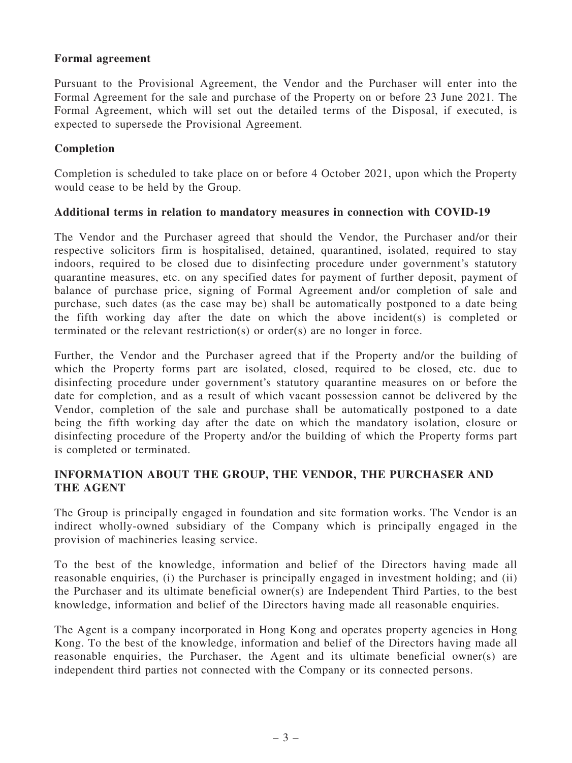### Formal agreement

Pursuant to the Provisional Agreement, the Vendor and the Purchaser will enter into the Formal Agreement for the sale and purchase of the Property on or before 23 June 2021. The Formal Agreement, which will set out the detailed terms of the Disposal, if executed, is expected to supersede the Provisional Agreement.

### Completion

Completion is scheduled to take place on or before 4 October 2021, upon which the Property would cease to be held by the Group.

### Additional terms in relation to mandatory measures in connection with COVID-19

The Vendor and the Purchaser agreed that should the Vendor, the Purchaser and/or their respective solicitors firm is hospitalised, detained, quarantined, isolated, required to stay indoors, required to be closed due to disinfecting procedure under government's statutory quarantine measures, etc. on any specified dates for payment of further deposit, payment of balance of purchase price, signing of Formal Agreement and/or completion of sale and purchase, such dates (as the case may be) shall be automatically postponed to a date being the fifth working day after the date on which the above incident(s) is completed or terminated or the relevant restriction(s) or order(s) are no longer in force.

Further, the Vendor and the Purchaser agreed that if the Property and/or the building of which the Property forms part are isolated, closed, required to be closed, etc. due to disinfecting procedure under government's statutory quarantine measures on or before the date for completion, and as a result of which vacant possession cannot be delivered by the Vendor, completion of the sale and purchase shall be automatically postponed to a date being the fifth working day after the date on which the mandatory isolation, closure or disinfecting procedure of the Property and/or the building of which the Property forms part is completed or terminated.

## INFORMATION ABOUT THE GROUP, THE VENDOR, THE PURCHASER AND THE AGENT

The Group is principally engaged in foundation and site formation works. The Vendor is an indirect wholly-owned subsidiary of the Company which is principally engaged in the provision of machineries leasing service.

To the best of the knowledge, information and belief of the Directors having made all reasonable enquiries, (i) the Purchaser is principally engaged in investment holding; and (ii) the Purchaser and its ultimate beneficial owner(s) are Independent Third Parties, to the best knowledge, information and belief of the Directors having made all reasonable enquiries.

The Agent is a company incorporated in Hong Kong and operates property agencies in Hong Kong. To the best of the knowledge, information and belief of the Directors having made all reasonable enquiries, the Purchaser, the Agent and its ultimate beneficial owner(s) are independent third parties not connected with the Company or its connected persons.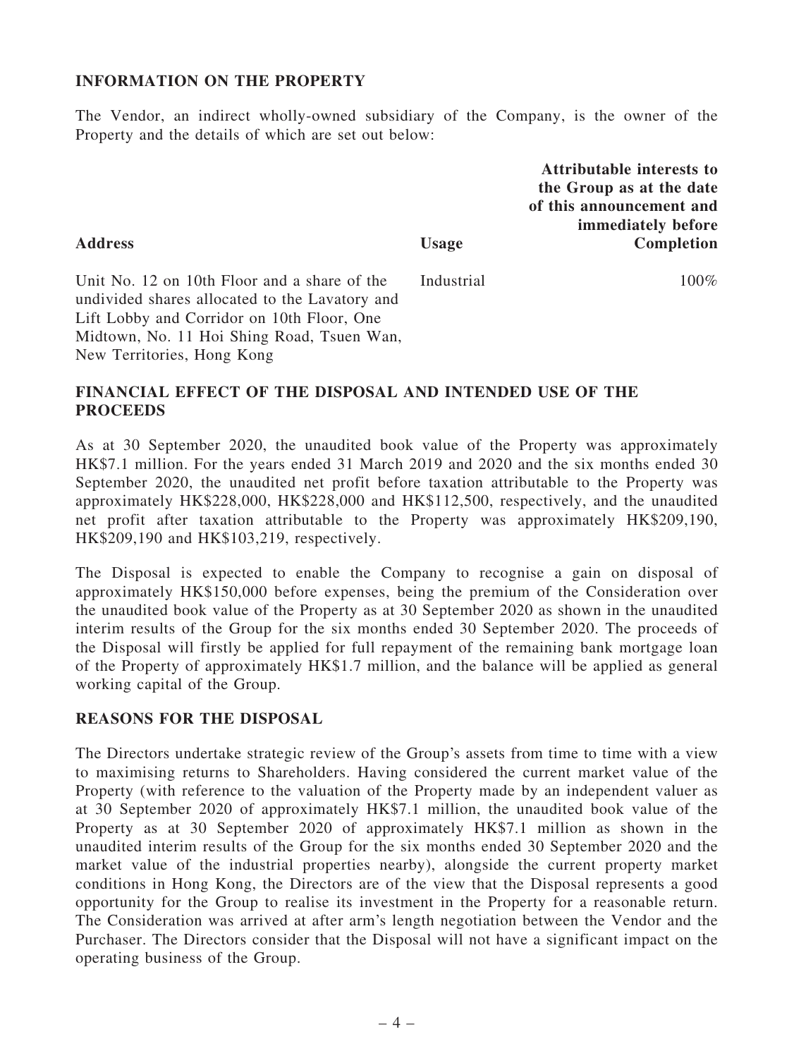## INFORMATION ON THE PROPERTY

The Vendor, an indirect wholly-owned subsidiary of the Company, is the owner of the Property and the details of which are set out below:

| Address | Usage | Attributable interests to the Group as at the date of this announcement and immediately before Completion |
|---|---|---|
| Unit No. 12 on 10th Floor and a share of the undivided shares allocated to the Lavatory and Lift Lobby and Corridor on 10th Floor, One Midtown, No. 11 Hoi Shing Road, Tsuen Wan, New Territories, Hong Kong | Industrial | 100% |

## FINANCIAL EFFECT OF THE DISPOSAL AND INTENDED USE OF THE PROCEEDS

As at 30 September 2020, the unaudited book value of the Property was approximately HK$7.1 million. For the years ended 31 March 2019 and 2020 and the six months ended 30 September 2020, the unaudited net profit before taxation attributable to the Property was approximately HK$228,000, HK$228,000 and HK$112,500, respectively, and the unaudited net profit after taxation attributable to the Property was approximately HK$209,190, HK$209,190 and HK$103,219, respectively.

The Disposal is expected to enable the Company to recognise a gain on disposal of approximately HK$150,000 before expenses, being the premium of the Consideration over the unaudited book value of the Property as at 30 September 2020 as shown in the unaudited interim results of the Group for the six months ended 30 September 2020. The proceeds of the Disposal will firstly be applied for full repayment of the remaining bank mortgage loan of the Property of approximately HK$1.7 million, and the balance will be applied as general working capital of the Group.

## REASONS FOR THE DISPOSAL

The Directors undertake strategic review of the Group's assets from time to time with a view to maximising returns to Shareholders. Having considered the current market value of the Property (with reference to the valuation of the Property made by an independent valuer as at 30 September 2020 of approximately HK$7.1 million, the unaudited book value of the Property as at 30 September 2020 of approximately HK$7.1 million as shown in the unaudited interim results of the Group for the six months ended 30 September 2020 and the market value of the industrial properties nearby), alongside the current property market conditions in Hong Kong, the Directors are of the view that the Disposal represents a good opportunity for the Group to realise its investment in the Property for a reasonable return. The Consideration was arrived at after arm's length negotiation between the Vendor and the Purchaser. The Directors consider that the Disposal will not have a significant impact on the operating business of the Group.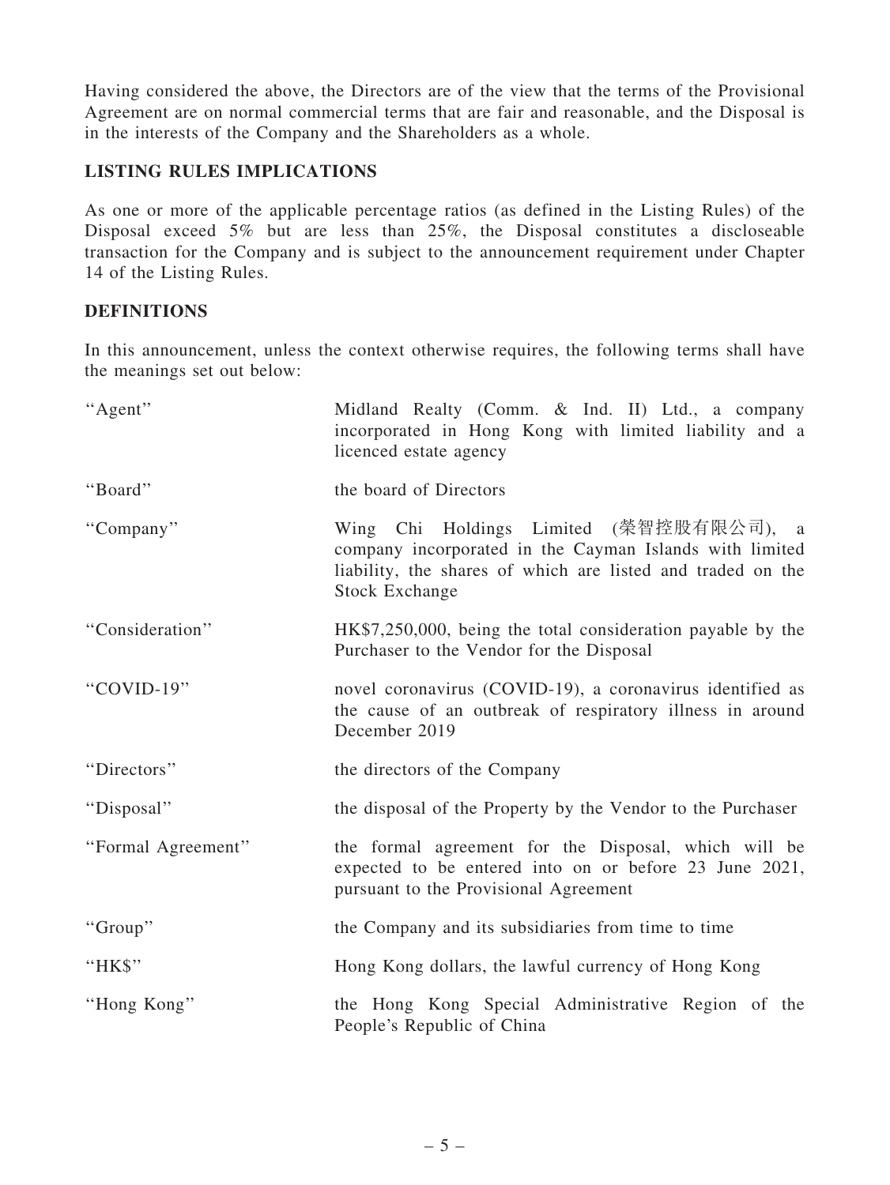Having considered the above, the Directors are of the view that the terms of the Provisional Agreement are on normal commercial terms that are fair and reasonable, and the Disposal is in the interests of the Company and the Shareholders as a whole.

## LISTING RULES IMPLICATIONS

As one or more of the applicable percentage ratios (as defined in the Listing Rules) of the Disposal exceed 5% but are less than 25%, the Disposal constitutes a discloseable transaction for the Company and is subject to the announcement requirement under Chapter 14 of the Listing Rules.

## DEFINITIONS

In this announcement, unless the context otherwise requires, the following terms shall have the meanings set out below:

| | |
|---|---|
| "Agent" | Midland Realty (Comm. & Ind. II) Ltd., a company incorporated in Hong Kong with limited liability and a licenced estate agency |
| "Board" | the board of Directors |
| "Company" | Wing Chi Holdings Limited (榮智控股有限公司), a company incorporated in the Cayman Islands with limited liability, the shares of which are listed and traded on the Stock Exchange |
| "Consideration" | HK$7,250,000, being the total consideration payable by the Purchaser to the Vendor for the Disposal |
| "COVID-19" | novel coronavirus (COVID-19), a coronavirus identified as the cause of an outbreak of respiratory illness in around December 2019 |
| "Directors" | the directors of the Company |
| "Disposal" | the disposal of the Property by the Vendor to the Purchaser |
| "Formal Agreement" | the formal agreement for the Disposal, which will be expected to be entered into on or before 23 June 2021, pursuant to the Provisional Agreement |
| "Group" | the Company and its subsidiaries from time to time |
| "HK$" | Hong Kong dollars, the lawful currency of Hong Kong |
| "Hong Kong" | the Hong Kong Special Administrative Region of the People's Republic of China |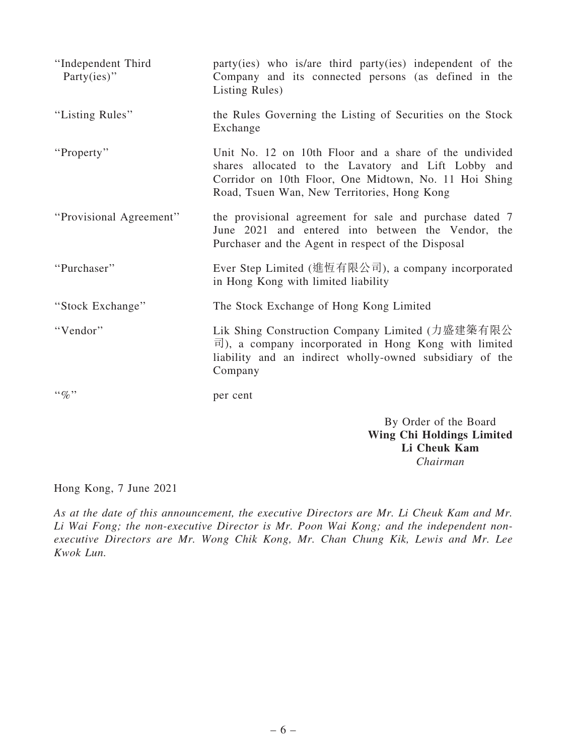| | |
|---|---|
| "Independent Third Party(ies)" | party(ies) who is/are third party(ies) independent of the Company and its connected persons (as defined in the Listing Rules) |
| "Listing Rules" | the Rules Governing the Listing of Securities on the Stock Exchange |
| "Property" | Unit No. 12 on 10th Floor and a share of the undivided shares allocated to the Lavatory and Lift Lobby and Corridor on 10th Floor, One Midtown, No. 11 Hoi Shing Road, Tsuen Wan, New Territories, Hong Kong |
| "Provisional Agreement" | the provisional agreement for sale and purchase dated 7 June 2021 and entered into between the Vendor, the Purchaser and the Agent in respect of the Disposal |
| "Purchaser" | Ever Step Limited (進恆有限公司), a company incorporated in Hong Kong with limited liability |
| "Stock Exchange" | The Stock Exchange of Hong Kong Limited |
| "Vendor" | Lik Shing Construction Company Limited (力盛建築有限公司), a company incorporated in Hong Kong with limited liability and an indirect wholly-owned subsidiary of the Company |
| "%" | per cent |

By Order of the Board
**Wing Chi Holdings Limited**
**Li Cheuk Kam**
*Chairman*

Hong Kong, 7 June 2021

*As at the date of this announcement, the executive Directors are Mr. Li Cheuk Kam and Mr. Li Wai Fong; the non-executive Director is Mr. Poon Wai Kong; and the independent non-executive Directors are Mr. Wong Chik Kong, Mr. Chan Chung Kik, Lewis and Mr. Lee Kwok Lun.*